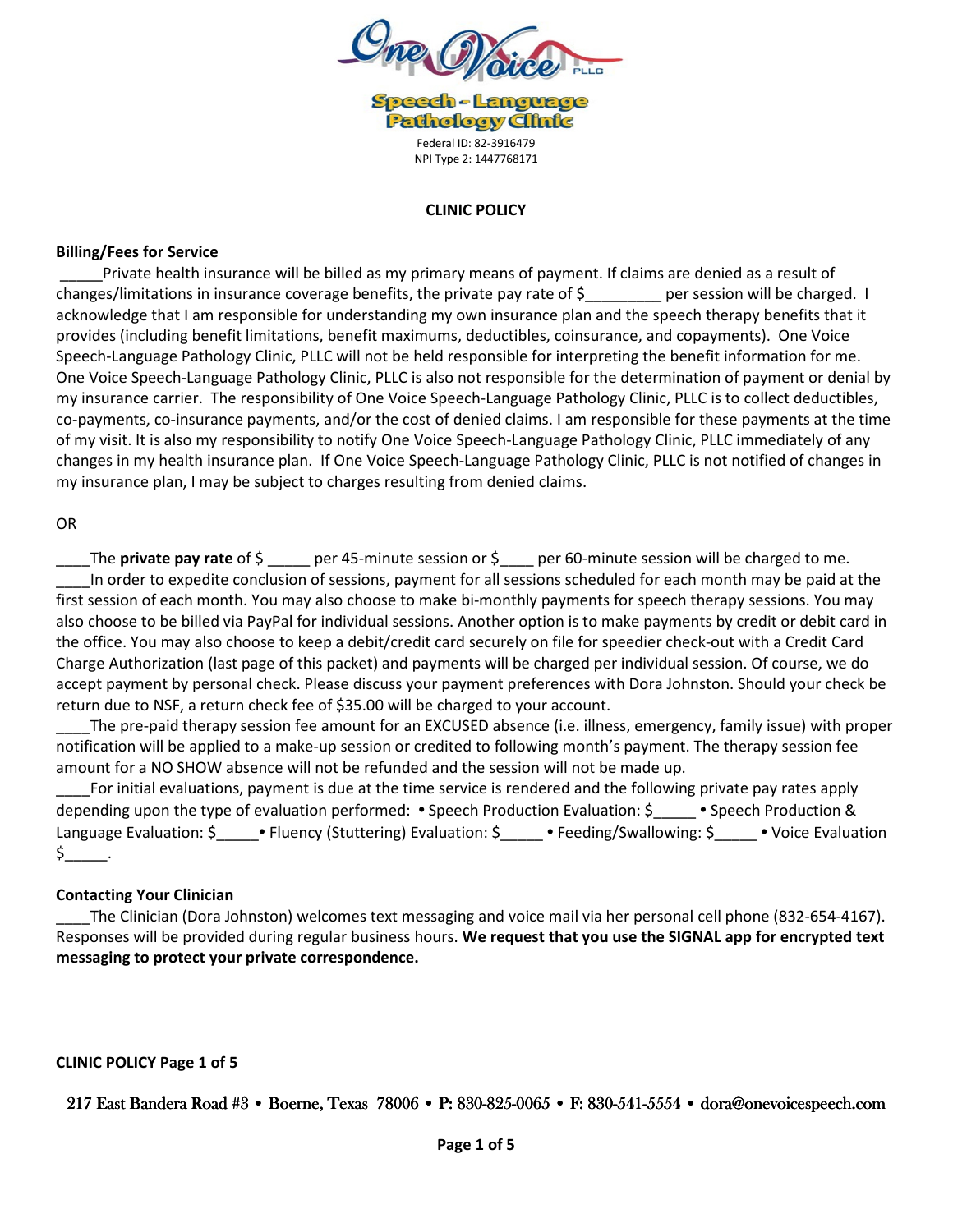One Voice PLLC

Speech - Language Pathology Clinic

Federal ID: 82-3916479
NPI Type 2: 1447768171

## CLINIC POLICY

### Billing/Fees for Service

_____Private health insurance will be billed as my primary means of payment. If claims are denied as a result of changes/limitations in insurance coverage benefits, the private pay rate of $_________ per session will be charged. I acknowledge that I am responsible for understanding my own insurance plan and the speech therapy benefits that it provides (including benefit limitations, benefit maximums, deductibles, coinsurance, and copayments). One Voice Speech-Language Pathology Clinic, PLLC will not be held responsible for interpreting the benefit information for me. One Voice Speech-Language Pathology Clinic, PLLC is also not responsible for the determination of payment or denial by my insurance carrier. The responsibility of One Voice Speech-Language Pathology Clinic, PLLC is to collect deductibles, co-payments, co-insurance payments, and/or the cost of denied claims. I am responsible for these payments at the time of my visit. It is also my responsibility to notify One Voice Speech-Language Pathology Clinic, PLLC immediately of any changes in my health insurance plan. If One Voice Speech-Language Pathology Clinic, PLLC is not notified of changes in my insurance plan, I may be subject to charges resulting from denied claims.

OR

____The **private pay rate** of $ _____ per 45-minute session or $____ per 60-minute session will be charged to me.

____In order to expedite conclusion of sessions, payment for all sessions scheduled for each month may be paid at the first session of each month. You may also choose to make bi-monthly payments for speech therapy sessions. You may also choose to be billed via PayPal for individual sessions. Another option is to make payments by credit or debit card in the office. You may also choose to keep a debit/credit card securely on file for speedier check-out with a Credit Card Charge Authorization (last page of this packet) and payments will be charged per individual session. Of course, we do accept payment by personal check. Please discuss your payment preferences with Dora Johnston. Should your check be return due to NSF, a return check fee of $35.00 will be charged to your account.

____The pre-paid therapy session fee amount for an EXCUSED absence (i.e. illness, emergency, family issue) with proper notification will be applied to a make-up session or credited to following month's payment. The therapy session fee amount for a NO SHOW absence will not be refunded and the session will not be made up.

____For initial evaluations, payment is due at the time service is rendered and the following private pay rates apply depending upon the type of evaluation performed: • Speech Production Evaluation: $_____ • Speech Production & Language Evaluation: $_____• Fluency (Stuttering) Evaluation: $_____ • Feeding/Swallowing: $_____ • Voice Evaluation $_____.

### Contacting Your Clinician

____The Clinician (Dora Johnston) welcomes text messaging and voice mail via her personal cell phone (832-654-4167). Responses will be provided during regular business hours. **We request that you use the SIGNAL app for encrypted text messaging to protect your private correspondence.**

**CLINIC POLICY Page 1 of 5**

217 East Bandera Road #3 • Boerne, Texas 78006 • P: 830-825-0065 • F: 830-541-5554 • dora@onevoicespeech.com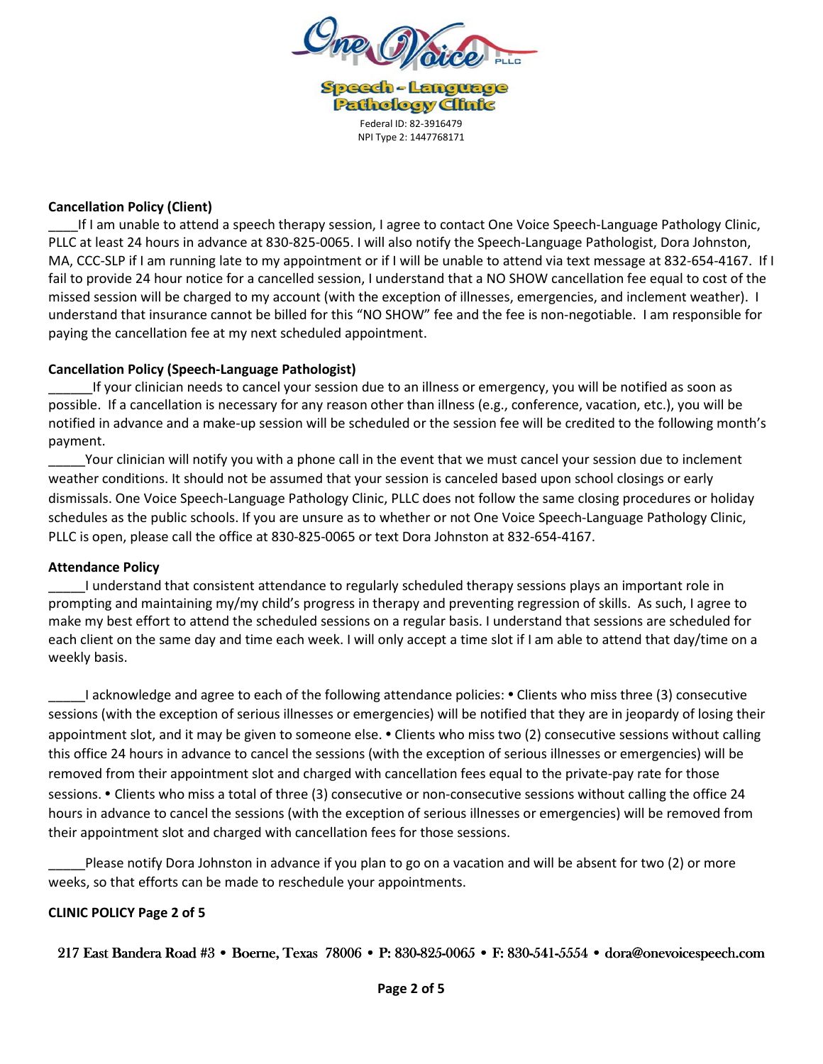Federal ID: 82-3916479
NPI Type 2: 1447768171

**Cancellation Policy (Client)**

____If I am unable to attend a speech therapy session, I agree to contact One Voice Speech-Language Pathology Clinic, PLLC at least 24 hours in advance at 830-825-0065. I will also notify the Speech-Language Pathologist, Dora Johnston, MA, CCC-SLP if I am running late to my appointment or if I will be unable to attend via text message at 832-654-4167. If I fail to provide 24 hour notice for a cancelled session, I understand that a NO SHOW cancellation fee equal to cost of the missed session will be charged to my account (with the exception of illnesses, emergencies, and inclement weather). I understand that insurance cannot be billed for this "NO SHOW" fee and the fee is non-negotiable. I am responsible for paying the cancellation fee at my next scheduled appointment.

**Cancellation Policy (Speech-Language Pathologist)**

______If your clinician needs to cancel your session due to an illness or emergency, you will be notified as soon as possible. If a cancellation is necessary for any reason other than illness (e.g., conference, vacation, etc.), you will be notified in advance and a make-up session will be scheduled or the session fee will be credited to the following month's payment.

_____Your clinician will notify you with a phone call in the event that we must cancel your session due to inclement weather conditions. It should not be assumed that your session is canceled based upon school closings or early dismissals. One Voice Speech-Language Pathology Clinic, PLLC does not follow the same closing procedures or holiday schedules as the public schools. If you are unsure as to whether or not One Voice Speech-Language Pathology Clinic, PLLC is open, please call the office at 830-825-0065 or text Dora Johnston at 832-654-4167.

**Attendance Policy**

_____I understand that consistent attendance to regularly scheduled therapy sessions plays an important role in prompting and maintaining my/my child's progress in therapy and preventing regression of skills. As such, I agree to make my best effort to attend the scheduled sessions on a regular basis. I understand that sessions are scheduled for each client on the same day and time each week. I will only accept a time slot if I am able to attend that day/time on a weekly basis.

_____I acknowledge and agree to each of the following attendance policies: • Clients who miss three (3) consecutive sessions (with the exception of serious illnesses or emergencies) will be notified that they are in jeopardy of losing their appointment slot, and it may be given to someone else. • Clients who miss two (2) consecutive sessions without calling this office 24 hours in advance to cancel the sessions (with the exception of serious illnesses or emergencies) will be removed from their appointment slot and charged with cancellation fees equal to the private-pay rate for those sessions. • Clients who miss a total of three (3) consecutive or non-consecutive sessions without calling the office 24 hours in advance to cancel the sessions (with the exception of serious illnesses or emergencies) will be removed from their appointment slot and charged with cancellation fees for those sessions.

_____Please notify Dora Johnston in advance if you plan to go on a vacation and will be absent for two (2) or more weeks, so that efforts can be made to reschedule your appointments.

217 East Bandera Road #3 • Boerne, Texas 78006 • P: 830-825-0065 • F: 830-541-5554 • dora@onevoicespeech.com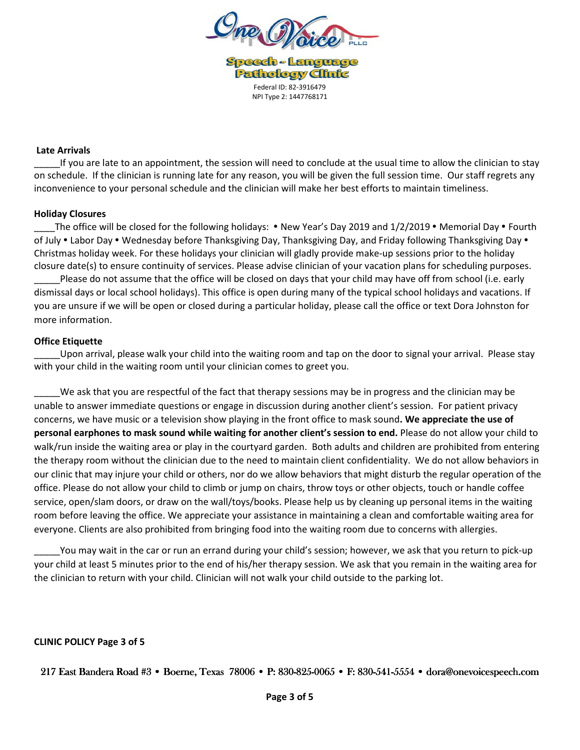Federal ID: 82-3916479
NPI Type 2: 1447768171

**Late Arrivals**

_____If you are late to an appointment, the session will need to conclude at the usual time to allow the clinician to stay on schedule. If the clinician is running late for any reason, you will be given the full session time. Our staff regrets any inconvenience to your personal schedule and the clinician will make her best efforts to maintain timeliness.

**Holiday Closures**

____The office will be closed for the following holidays: • New Year's Day 2019 and 1/2/2019 • Memorial Day • Fourth of July • Labor Day • Wednesday before Thanksgiving Day, Thanksgiving Day, and Friday following Thanksgiving Day • Christmas holiday week. For these holidays your clinician will gladly provide make-up sessions prior to the holiday closure date(s) to ensure continuity of services. Please advise clinician of your vacation plans for scheduling purposes.

_____Please do not assume that the office will be closed on days that your child may have off from school (i.e. early dismissal days or local school holidays). This office is open during many of the typical school holidays and vacations. If you are unsure if we will be open or closed during a particular holiday, please call the office or text Dora Johnston for more information.

**Office Etiquette**

_____Upon arrival, please walk your child into the waiting room and tap on the door to signal your arrival. Please stay with your child in the waiting room until your clinician comes to greet you.

_____We ask that you are respectful of the fact that therapy sessions may be in progress and the clinician may be unable to answer immediate questions or engage in discussion during another client's session. For patient privacy concerns, we have music or a television show playing in the front office to mask sound**. We appreciate the use of personal earphones to mask sound while waiting for another client's session to end.** Please do not allow your child to walk/run inside the waiting area or play in the courtyard garden. Both adults and children are prohibited from entering the therapy room without the clinician due to the need to maintain client confidentiality. We do not allow behaviors in our clinic that may injure your child or others, nor do we allow behaviors that might disturb the regular operation of the office. Please do not allow your child to climb or jump on chairs, throw toys or other objects, touch or handle coffee service, open/slam doors, or draw on the wall/toys/books. Please help us by cleaning up personal items in the waiting room before leaving the office. We appreciate your assistance in maintaining a clean and comfortable waiting area for everyone. Clients are also prohibited from bringing food into the waiting room due to concerns with allergies.

_____You may wait in the car or run an errand during your child's session; however, we ask that you return to pick-up your child at least 5 minutes prior to the end of his/her therapy session. We ask that you remain in the waiting area for the clinician to return with your child. Clinician will not walk your child outside to the parking lot.

**CLINIC POLICY Page 3 of 5**

217 East Bandera Road #3 • Boerne, Texas 78006 • P: 830-825-0065 • F: 830-541-5554 • dora@onevoicespeech.com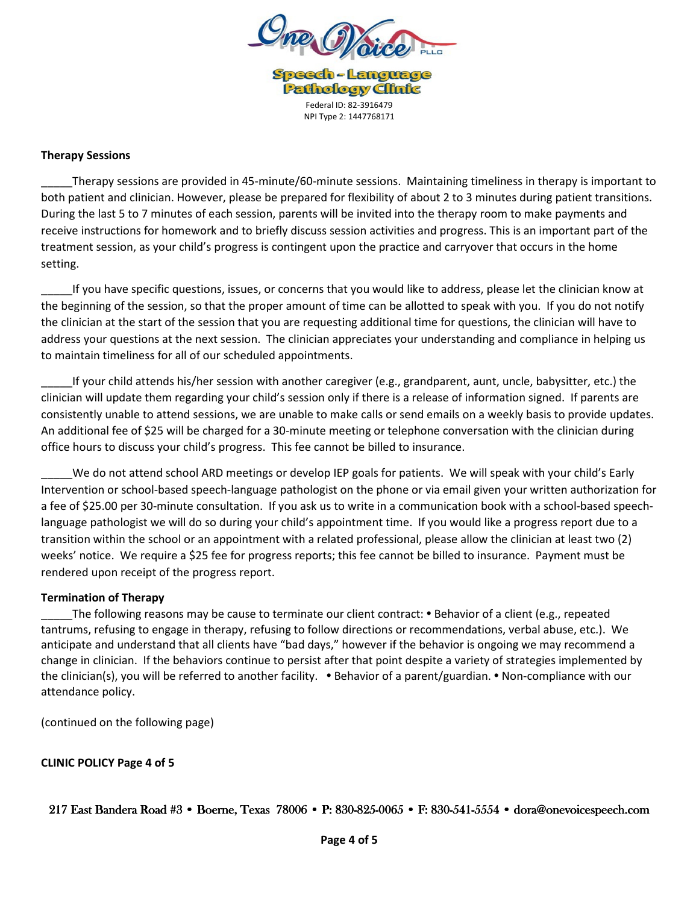Federal ID: 82-3916479
NPI Type 2: 1447768171

**Therapy Sessions**

_____Therapy sessions are provided in 45-minute/60-minute sessions. Maintaining timeliness in therapy is important to both patient and clinician. However, please be prepared for flexibility of about 2 to 3 minutes during patient transitions. During the last 5 to 7 minutes of each session, parents will be invited into the therapy room to make payments and receive instructions for homework and to briefly discuss session activities and progress. This is an important part of the treatment session, as your child's progress is contingent upon the practice and carryover that occurs in the home setting.

_____If you have specific questions, issues, or concerns that you would like to address, please let the clinician know at the beginning of the session, so that the proper amount of time can be allotted to speak with you. If you do not notify the clinician at the start of the session that you are requesting additional time for questions, the clinician will have to address your questions at the next session. The clinician appreciates your understanding and compliance in helping us to maintain timeliness for all of our scheduled appointments.

_____If your child attends his/her session with another caregiver (e.g., grandparent, aunt, uncle, babysitter, etc.) the clinician will update them regarding your child's session only if there is a release of information signed. If parents are consistently unable to attend sessions, we are unable to make calls or send emails on a weekly basis to provide updates. An additional fee of $25 will be charged for a 30-minute meeting or telephone conversation with the clinician during office hours to discuss your child's progress. This fee cannot be billed to insurance.

_____We do not attend school ARD meetings or develop IEP goals for patients. We will speak with your child's Early Intervention or school-based speech-language pathologist on the phone or via email given your written authorization for a fee of $25.00 per 30-minute consultation. If you ask us to write in a communication book with a school-based speech-language pathologist we will do so during your child's appointment time. If you would like a progress report due to a transition within the school or an appointment with a related professional, please allow the clinician at least two (2) weeks' notice. We require a $25 fee for progress reports; this fee cannot be billed to insurance. Payment must be rendered upon receipt of the progress report.

**Termination of Therapy**

_____The following reasons may be cause to terminate our client contract: • Behavior of a client (e.g., repeated tantrums, refusing to engage in therapy, refusing to follow directions or recommendations, verbal abuse, etc.). We anticipate and understand that all clients have "bad days," however if the behavior is ongoing we may recommend a change in clinician. If the behaviors continue to persist after that point despite a variety of strategies implemented by the clinician(s), you will be referred to another facility. • Behavior of a parent/guardian. • Non-compliance with our attendance policy.

(continued on the following page)

**CLINIC POLICY Page 4 of 5**

217 East Bandera Road #3 • Boerne, Texas 78006 • P: 830-825-0065 • F: 830-541-5554 • dora@onevoicespeech.com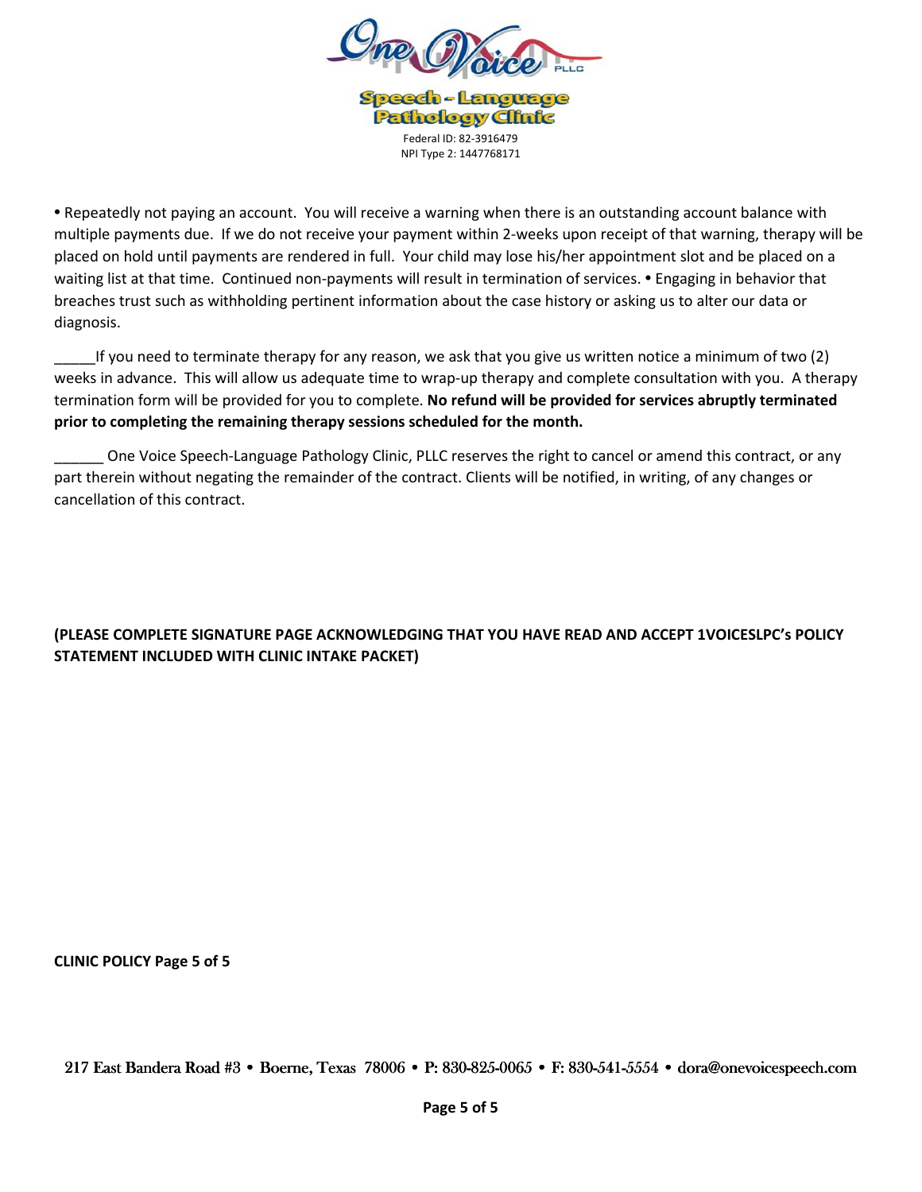• Repeatedly not paying an account. You will receive a warning when there is an outstanding account balance with multiple payments due. If we do not receive your payment within 2-weeks upon receipt of that warning, therapy will be placed on hold until payments are rendered in full. Your child may lose his/her appointment slot and be placed on a waiting list at that time. Continued non-payments will result in termination of services. • Engaging in behavior that breaches trust such as withholding pertinent information about the case history or asking us to alter our data or diagnosis.

_____If you need to terminate therapy for any reason, we ask that you give us written notice a minimum of two (2) weeks in advance. This will allow us adequate time to wrap-up therapy and complete consultation with you. A therapy termination form will be provided for you to complete. **No refund will be provided for services abruptly terminated prior to completing the remaining therapy sessions scheduled for the month.**

______ One Voice Speech-Language Pathology Clinic, PLLC reserves the right to cancel or amend this contract, or any part therein without negating the remainder of the contract. Clients will be notified, in writing, of any changes or cancellation of this contract.

**(PLEASE COMPLETE SIGNATURE PAGE ACKNOWLEDGING THAT YOU HAVE READ AND ACCEPT 1VOICESLPC's POLICY STATEMENT INCLUDED WITH CLINIC INTAKE PACKET)**